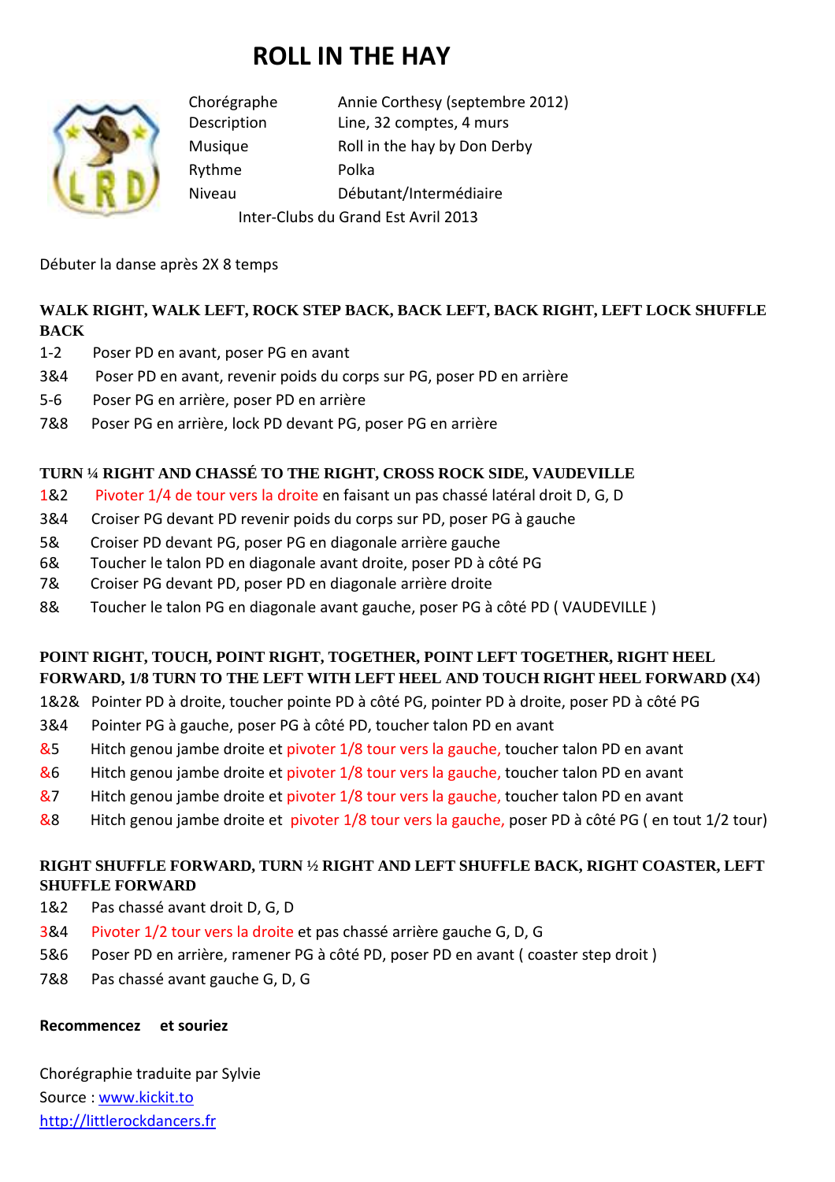# ROLL IN THE HAY

| | |
|---|---|
| Chorégraphe | Annie Corthesy (septembre 2012) |
| Description | Line, 32 comptes, 4 murs |
| Musique | Roll in the hay by Don Derby |
| Rythme | Polka |
| Niveau | Débutant/Intermédiaire |

Inter-Clubs du Grand Est Avril 2013

Débuter la danse après 2X 8 temps

**WALK RIGHT, WALK LEFT, ROCK STEP BACK, BACK LEFT, BACK RIGHT, LEFT LOCK SHUFFLE BACK**

1-2 Poser PD en avant, poser PG en avant
3&4 Poser PD en avant, revenir poids du corps sur PG, poser PD en arrière
5-6 Poser PG en arrière, poser PD en arrière
7&8 Poser PG en arrière, lock PD devant PG, poser PG en arrière

**TURN ¼ RIGHT AND CHASSÉ TO THE RIGHT, CROSS ROCK SIDE, VAUDEVILLE**

1&2 Pivoter 1/4 de tour vers la droite en faisant un pas chassé latéral droit D, G, D
3&4 Croiser PG devant PD revenir poids du corps sur PD, poser PG à gauche
5& Croiser PD devant PG, poser PG en diagonale arrière gauche
6& Toucher le talon PD en diagonale avant droite, poser PD à côté PG
7& Croiser PG devant PD, poser PD en diagonale arrière droite
8& Toucher le talon PG en diagonale avant gauche, poser PG à côté PD ( VAUDEVILLE )

**POINT RIGHT, TOUCH, POINT RIGHT, TOGETHER, POINT LEFT TOGETHER, RIGHT HEEL FORWARD, 1/8 TURN TO THE LEFT WITH LEFT HEEL AND TOUCH RIGHT HEEL FORWARD (X4)**

1&2& Pointer PD à droite, toucher pointe PD à côté PG, pointer PD à droite, poser PD à côté PG
3&4 Pointer PG à gauche, poser PG à côté PD, toucher talon PD en avant
&5 Hitch genou jambe droite et pivoter 1/8 tour vers la gauche, toucher talon PD en avant
&6 Hitch genou jambe droite et pivoter 1/8 tour vers la gauche, toucher talon PD en avant
&7 Hitch genou jambe droite et pivoter 1/8 tour vers la gauche, toucher talon PD en avant
&8 Hitch genou jambe droite et pivoter 1/8 tour vers la gauche, poser PD à côté PG ( en tout 1/2 tour)

**RIGHT SHUFFLE FORWARD, TURN ½ RIGHT AND LEFT SHUFFLE BACK, RIGHT COASTER, LEFT SHUFFLE FORWARD**

1&2 Pas chassé avant droit D, G, D
3&4 Pivoter 1/2 tour vers la droite et pas chassé arrière gauche G, D, G
5&6 Poser PD en arrière, ramener PG à côté PD, poser PD en avant ( coaster step droit )
7&8 Pas chassé avant gauche G, D, G

**Recommencez et souriez**

Chorégraphie traduite par Sylvie
Source : www.kickit.to
http://littlerockdancers.fr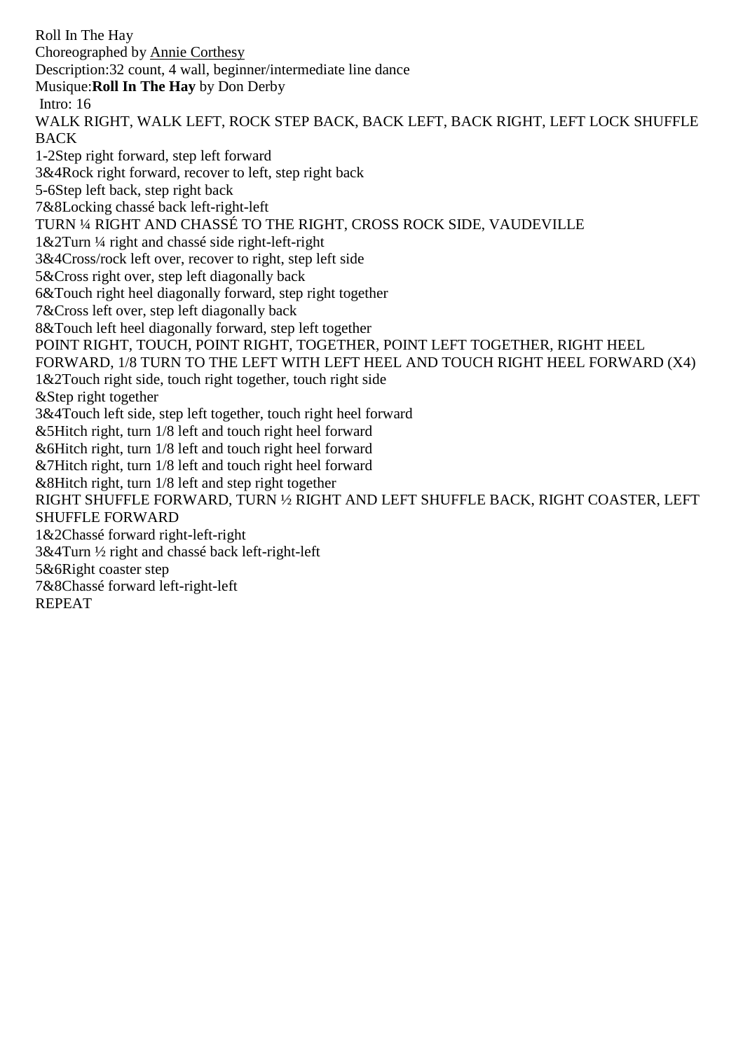Roll In The Hay

Choreographed by Annie Corthesy

Description:32 count, 4 wall, beginner/intermediate line dance

Musique:**Roll In The Hay** by Don Derby

Intro: 16

WALK RIGHT, WALK LEFT, ROCK STEP BACK, BACK LEFT, BACK RIGHT, LEFT LOCK SHUFFLE BACK

1-2Step right forward, step left forward

3&4Rock right forward, recover to left, step right back

5-6Step left back, step right back

7&8Locking chassé back left-right-left

TURN ¼ RIGHT AND CHASSÉ TO THE RIGHT, CROSS ROCK SIDE, VAUDEVILLE

1&2Turn ¼ right and chassé side right-left-right

3&4Cross/rock left over, recover to right, step left side

5&Cross right over, step left diagonally back

6&Touch right heel diagonally forward, step right together

7&Cross left over, step left diagonally back

8&Touch left heel diagonally forward, step left together

POINT RIGHT, TOUCH, POINT RIGHT, TOGETHER, POINT LEFT TOGETHER, RIGHT HEEL FORWARD, 1/8 TURN TO THE LEFT WITH LEFT HEEL AND TOUCH RIGHT HEEL FORWARD (X4)

1&2Touch right side, touch right together, touch right side

&Step right together

3&4Touch left side, step left together, touch right heel forward

&5Hitch right, turn 1/8 left and touch right heel forward

&6Hitch right, turn 1/8 left and touch right heel forward

&7Hitch right, turn 1/8 left and touch right heel forward

&8Hitch right, turn 1/8 left and step right together

RIGHT SHUFFLE FORWARD, TURN ½ RIGHT AND LEFT SHUFFLE BACK, RIGHT COASTER, LEFT SHUFFLE FORWARD

1&2Chassé forward right-left-right

3&4Turn ½ right and chassé back left-right-left

5&6Right coaster step

7&8Chassé forward left-right-left

REPEAT